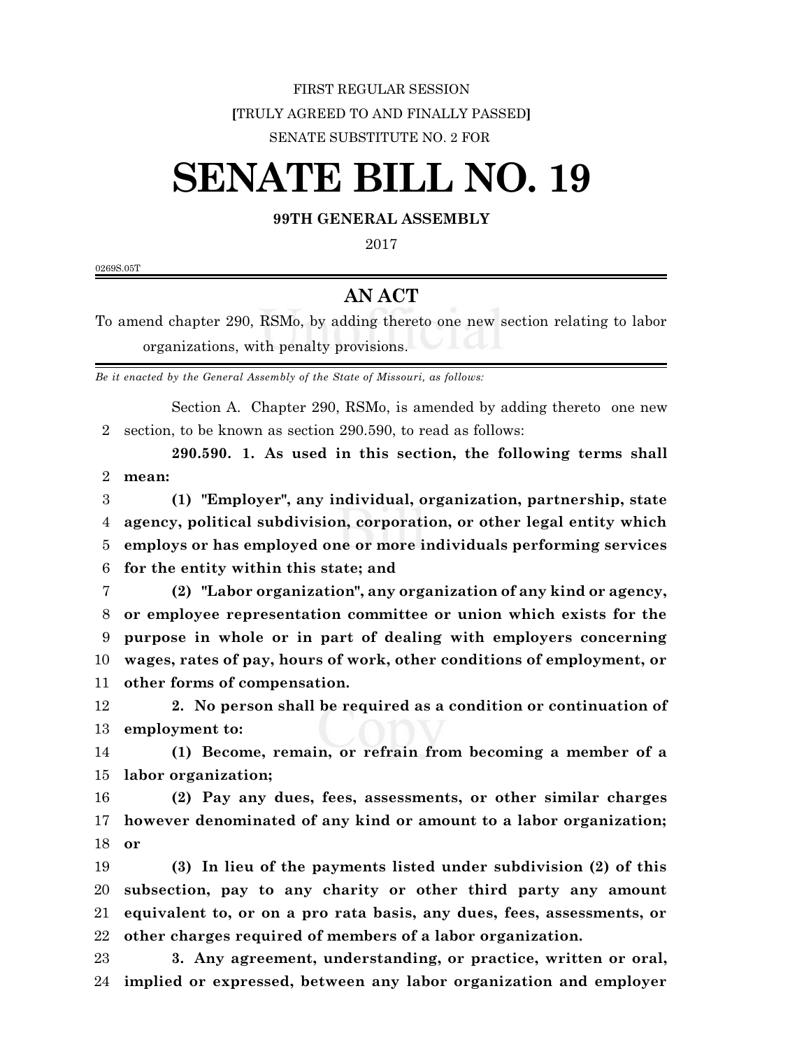FIRST REGULAR SESSION

[TRULY AGREED TO AND FINALLY PASSED]

SENATE SUBSTITUTE NO. 2 FOR

# SENATE BILL NO. 19

**99TH GENERAL ASSEMBLY**

2017

0269S.05T

## AN ACT

To amend chapter 290, RSMo, by adding thereto one new section relating to labor organizations, with penalty provisions.

*Be it enacted by the General Assembly of the State of Missouri, as follows:*

Section A. Chapter 290, RSMo, is amended by adding thereto one new section, to be known as section 290.590, to read as follows:

**290.590. 1. As used in this section, the following terms shall mean:**

**(1) "Employer", any individual, organization, partnership, state agency, political subdivision, corporation, or other legal entity which employs or has employed one or more individuals performing services for the entity within this state; and**

**(2) "Labor organization", any organization of any kind or agency, or employee representation committee or union which exists for the purpose in whole or in part of dealing with employers concerning wages, rates of pay, hours of work, other conditions of employment, or other forms of compensation.**

**2. No person shall be required as a condition or continuation of employment to:**

**(1) Become, remain, or refrain from becoming a member of a labor organization;**

**(2) Pay any dues, fees, assessments, or other similar charges however denominated of any kind or amount to a labor organization; or**

**(3) In lieu of the payments listed under subdivision (2) of this subsection, pay to any charity or other third party any amount equivalent to, or on a pro rata basis, any dues, fees, assessments, or other charges required of members of a labor organization.**

**3. Any agreement, understanding, or practice, written or oral, implied or expressed, between any labor organization and employer**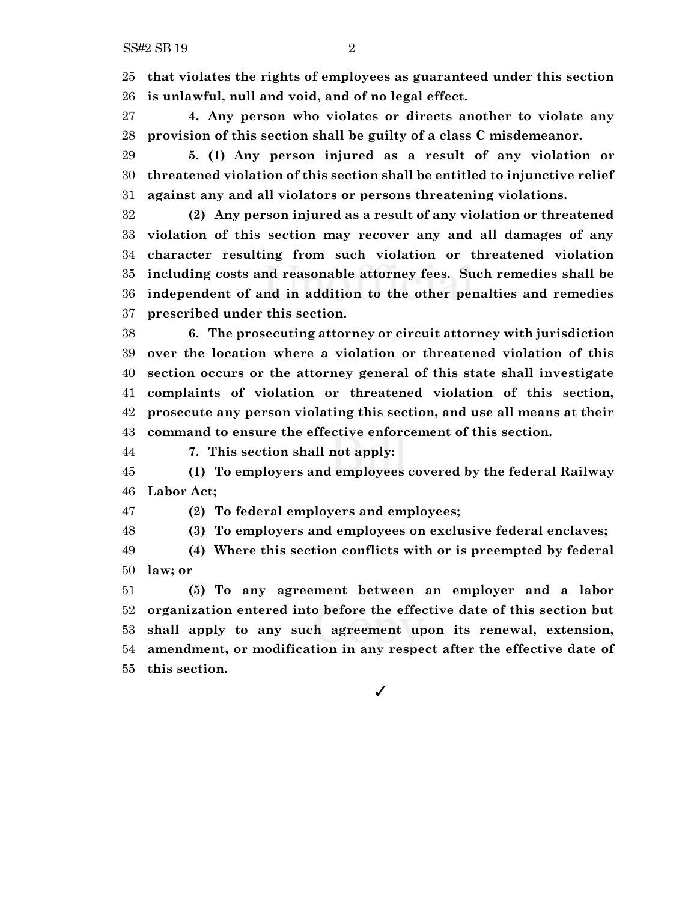**that violates the rights of employees as guaranteed under this section is unlawful, null and void, and of no legal effect.**

**4. Any person who violates or directs another to violate any provision of this section shall be guilty of a class C misdemeanor.**

**5. (1) Any person injured as a result of any violation or threatened violation of this section shall be entitled to injunctive relief against any and all violators or persons threatening violations.**

**(2) Any person injured as a result of any violation or threatened violation of this section may recover any and all damages of any character resulting from such violation or threatened violation including costs and reasonable attorney fees. Such remedies shall be independent of and in addition to the other penalties and remedies prescribed under this section.**

**6. The prosecuting attorney or circuit attorney with jurisdiction over the location where a violation or threatened violation of this section occurs or the attorney general of this state shall investigate complaints of violation or threatened violation of this section, prosecute any person violating this section, and use all means at their command to ensure the effective enforcement of this section.**

**7. This section shall not apply:**

**(1) To employers and employees covered by the federal Railway Labor Act;**

**(2) To federal employers and employees;**

**(3) To employers and employees on exclusive federal enclaves;**

**(4) Where this section conflicts with or is preempted by federal law; or**

**(5) To any agreement between an employer and a labor organization entered into before the effective date of this section but shall apply to any such agreement upon its renewal, extension, amendment, or modification in any respect after the effective date of this section.**

✓